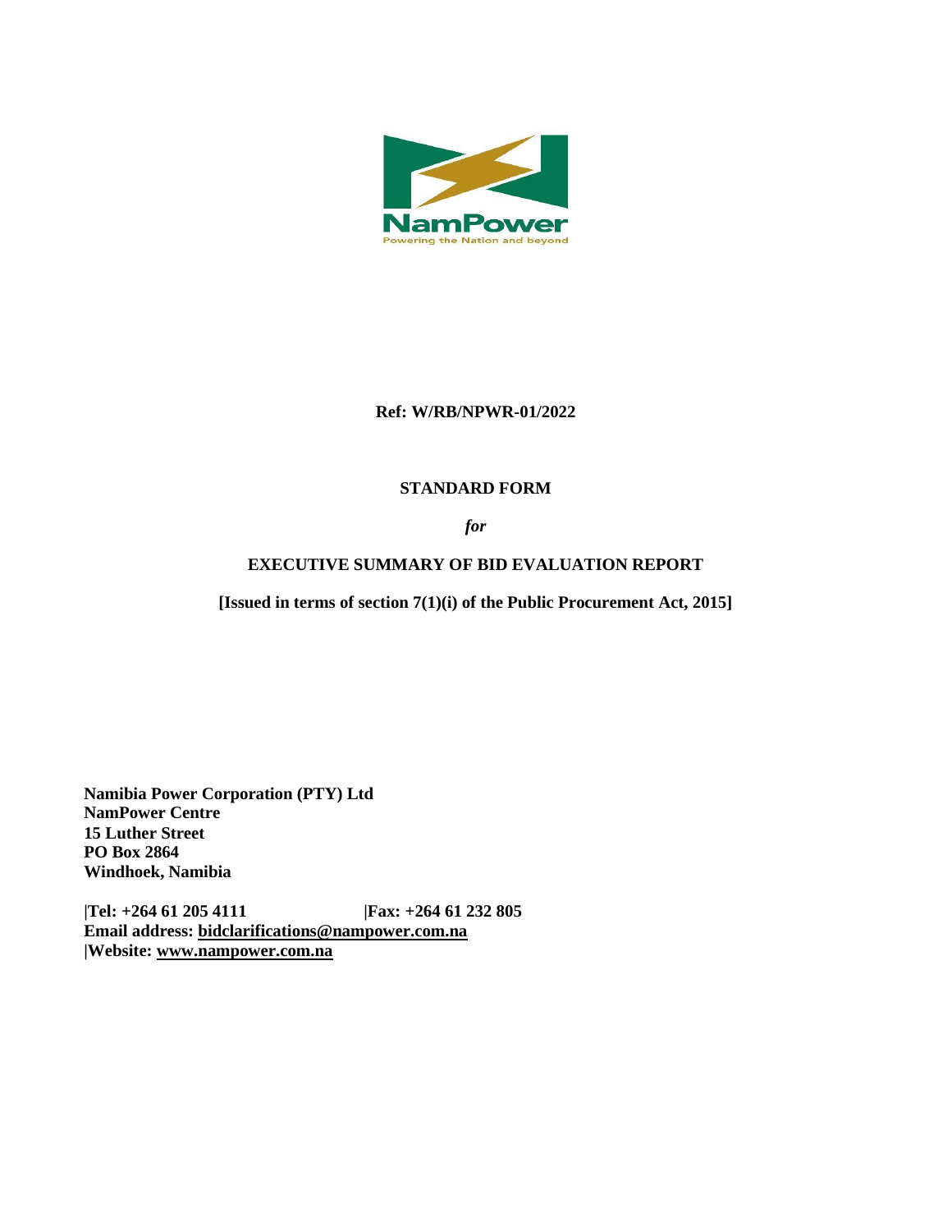NamPower

Powering the Nation and beyond

**Ref: W/RB/NPWR-01/2022**

**STANDARD FORM**

***for***

**EXECUTIVE SUMMARY OF BID EVALUATION REPORT**

**[Issued in terms of section 7(1)(i) of the Public Procurement Act, 2015]**

**Namibia Power Corporation (PTY) Ltd**
**NamPower Centre**
**15 Luther Street**
**PO Box 2864**
**Windhoek, Namibia**

**|Tel: +264 61 205 4111 |Fax: +264 61 232 805**
**Email address: bidclarifications@nampower.com.na**
**|Website: www.nampower.com.na**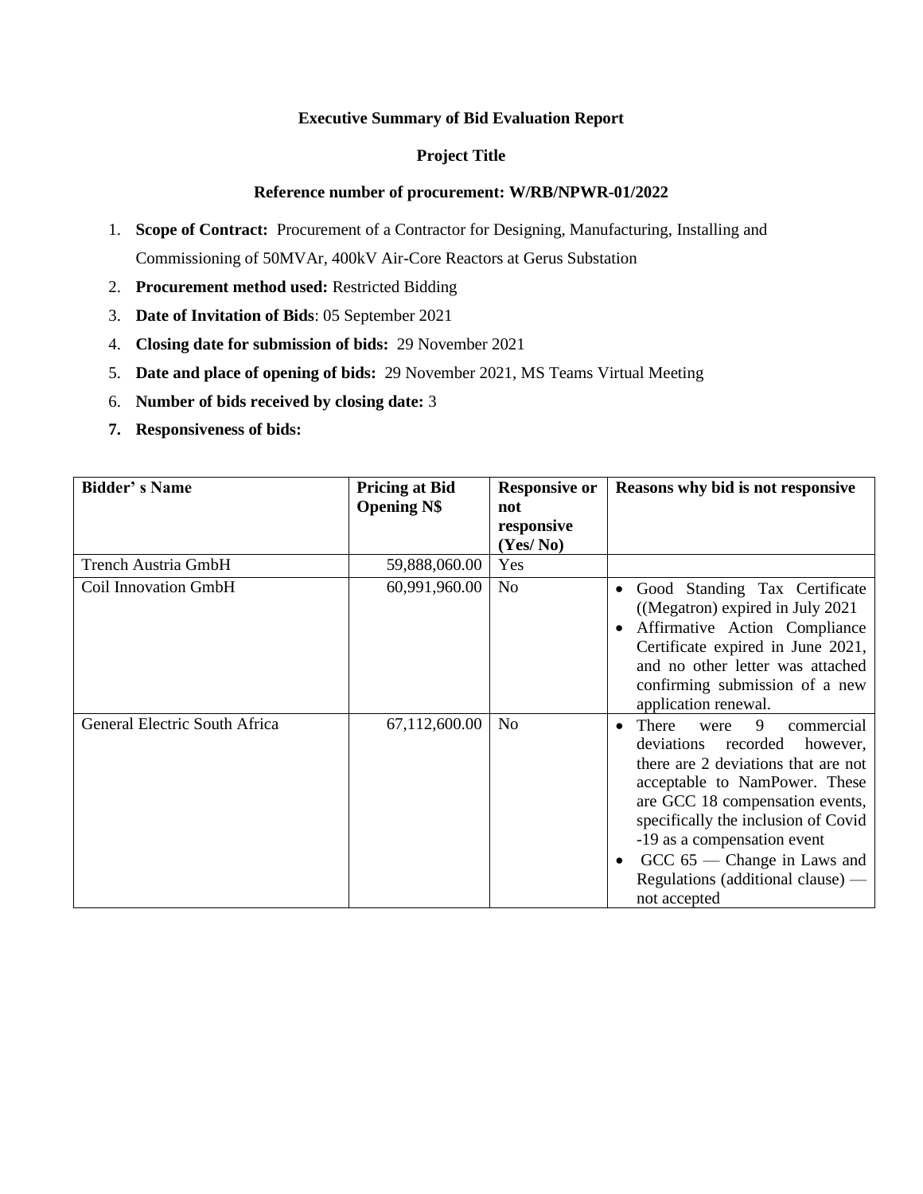**Executive Summary of Bid Evaluation Report**

**Project Title**

**Reference number of procurement: W/RB/NPWR-01/2022**

1. **Scope of Contract:** Procurement of a Contractor for Designing, Manufacturing, Installing and Commissioning of 50MVAr, 400kV Air-Core Reactors at Gerus Substation
2. **Procurement method used:** Restricted Bidding
3. **Date of Invitation of Bids**: 05 September 2021
4. **Closing date for submission of bids:** 29 November 2021
5. **Date and place of opening of bids:** 29 November 2021, MS Teams Virtual Meeting
6. **Number of bids received by closing date:** 3
7. **Responsiveness of bids:**

| Bidder' s Name | Pricing at Bid Opening N$ | Responsive or not responsive (Yes/ No) | Reasons why bid is not responsive |
|---|---|---|---|
| Trench Austria GmbH | 59,888,060.00 | Yes | |
| Coil Innovation GmbH | 60,991,960.00 | No | • Good Standing Tax Certificate ((Megatron) expired in July 2021<br>• Affirmative Action Compliance Certificate expired in June 2021, and no other letter was attached confirming submission of a new application renewal. |
| General Electric South Africa | 67,112,600.00 | No | • There were 9 commercial deviations recorded however, there are 2 deviations that are not acceptable to NamPower. These are GCC 18 compensation events, specifically the inclusion of Covid -19 as a compensation event<br>• GCC 65 — Change in Laws and Regulations (additional clause) — not accepted |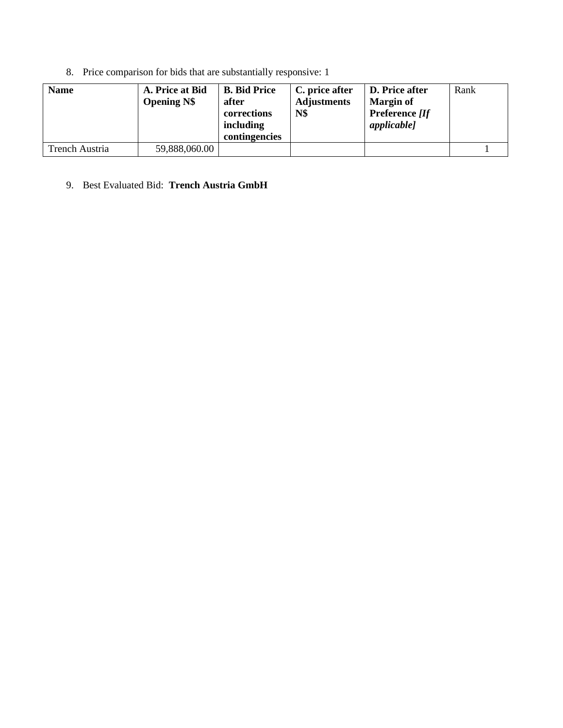8. Price comparison for bids that are substantially responsive: 1

| **Name** | **A. Price at Bid Opening N$** | **B. Bid Price after corrections including contingencies** | **C. price after Adjustments N$** | **D. Price after Margin of Preference *[If applicable]*** | Rank |
|---|---|---|---|---|---|
| Trench Austria | 59,888,060.00 | | | | 1 |

9. Best Evaluated Bid: **Trench Austria GmbH**